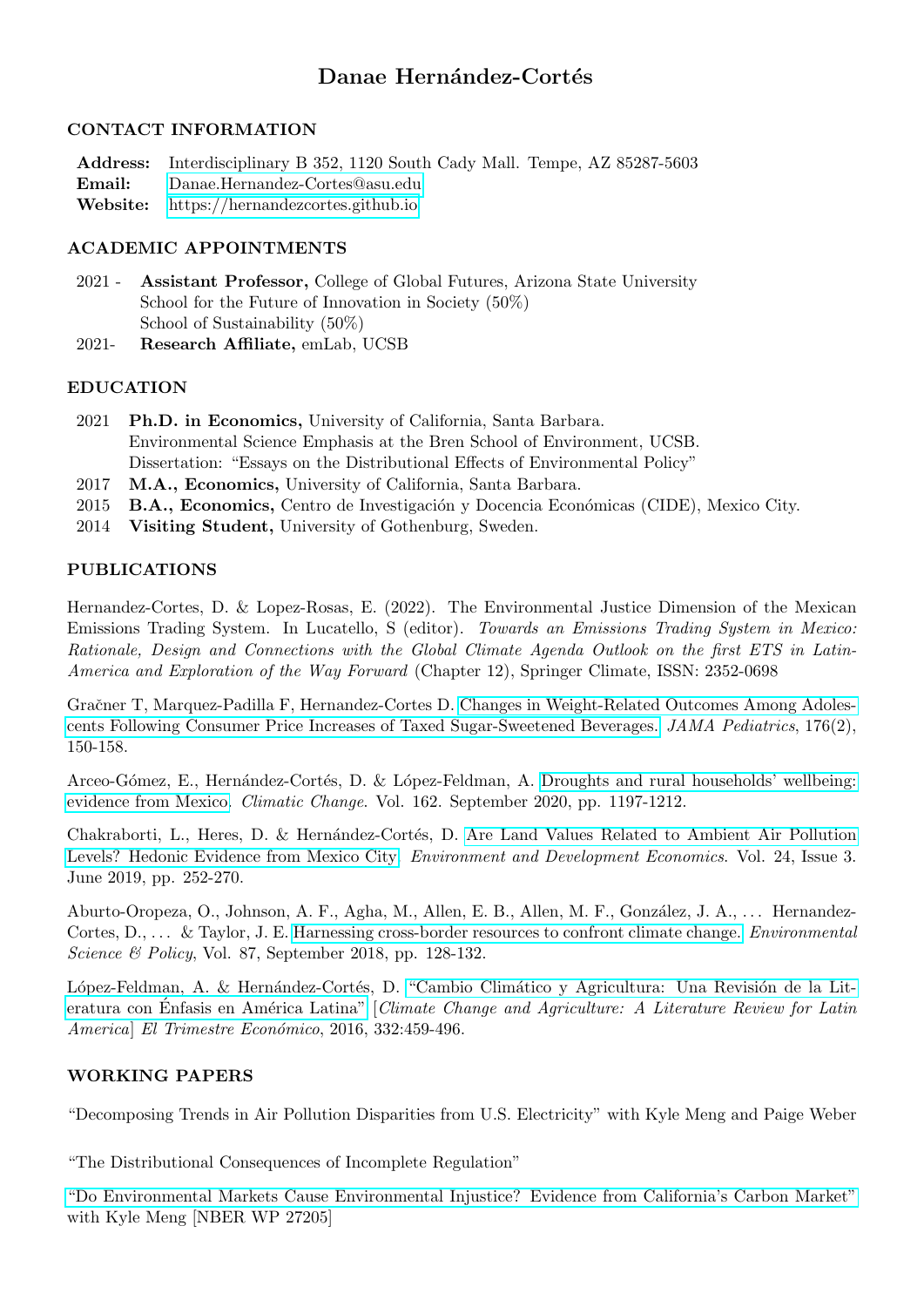# Danae Hernández-Cortés

## CONTACT INFORMATION

**Address:** Interdisciplinary B 352, 1120 South Cady Mall. Tempe, AZ 85287-5603
**Email:** Danae.Hernandez-Cortes@asu.edu
**Website:** https://hernandezcortes.github.io

## ACADEMIC APPOINTMENTS

- 2021 - **Assistant Professor,** College of Global Futures, Arizona State University
  School for the Future of Innovation in Society (50%)
  School of Sustainability (50%)
- 2021- **Research Affiliate,** emLab, UCSB

## EDUCATION

- 2021 **Ph.D. in Economics,** University of California, Santa Barbara.
  Environmental Science Emphasis at the Bren School of Environment, UCSB.
  Dissertation: "Essays on the Distributional Effects of Environmental Policy"
- 2017 **M.A., Economics,** University of California, Santa Barbara.
- 2015 **B.A., Economics,** Centro de Investigación y Docencia Económicas (CIDE), Mexico City.
- 2014 **Visiting Student,** University of Gothenburg, Sweden.

## PUBLICATIONS

Hernandez-Cortes, D. & Lopez-Rosas, E. (2022). The Environmental Justice Dimension of the Mexican Emissions Trading System. In Lucatello, S (editor). *Towards an Emissions Trading System in Mexico: Rationale, Design and Connections with the Global Climate Agenda Outlook on the first ETS in Latin-America and Exploration of the Way Forward* (Chapter 12), Springer Climate, ISSN: 2352-0698

Gračner T, Marquez-Padilla F, Hernandez-Cortes D. Changes in Weight-Related Outcomes Among Adolescents Following Consumer Price Increases of Taxed Sugar-Sweetened Beverages. *JAMA Pediatrics*, 176(2), 150-158.

Arceo-Gómez, E., Hernández-Cortés, D. & López-Feldman, A. Droughts and rural households' wellbeing: evidence from Mexico. *Climatic Change*. Vol. 162. September 2020, pp. 1197-1212.

Chakraborti, L., Heres, D. & Hernández-Cortés, D. Are Land Values Related to Ambient Air Pollution Levels? Hedonic Evidence from Mexico City. *Environment and Development Economics*. Vol. 24, Issue 3. June 2019, pp. 252-270.

Aburto-Oropeza, O., Johnson, A. F., Agha, M., Allen, E. B., Allen, M. F., González, J. A., ... Hernandez-Cortes, D., ... & Taylor, J. E. Harnessing cross-border resources to confront climate change. *Environmental Science & Policy*, Vol. 87, September 2018, pp. 128-132.

López-Feldman, A. & Hernández-Cortés, D. "Cambio Climático y Agricultura: Una Revisión de la Literatura con Énfasis en América Latina" [*Climate Change and Agriculture: A Literature Review for Latin America*] *El Trimestre Económico*, 2016, 332:459-496.

## WORKING PAPERS

"Decomposing Trends in Air Pollution Disparities from U.S. Electricity" with Kyle Meng and Paige Weber

"The Distributional Consequences of Incomplete Regulation"

"Do Environmental Markets Cause Environmental Injustice? Evidence from California's Carbon Market" with Kyle Meng [NBER WP 27205]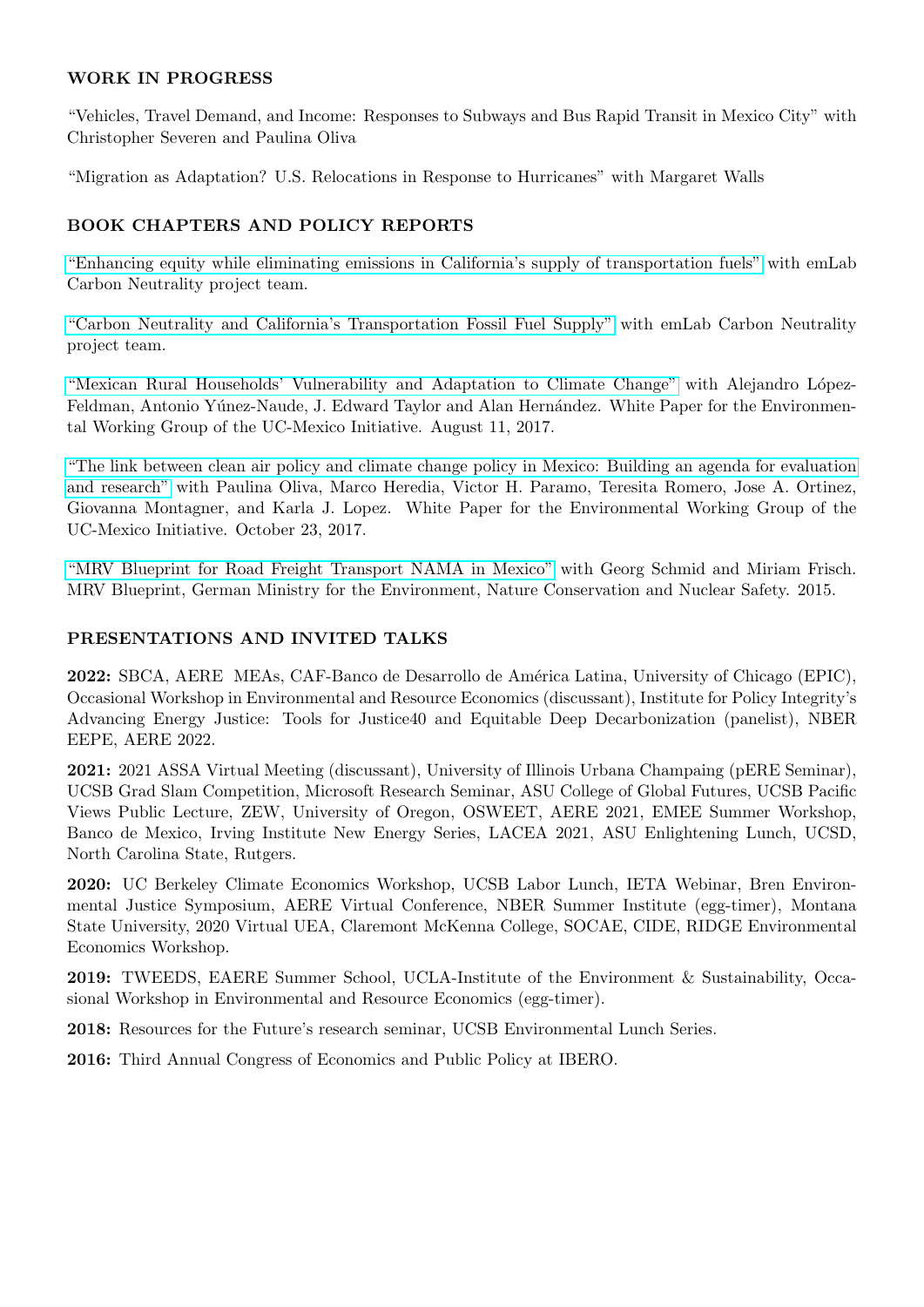## WORK IN PROGRESS

"Vehicles, Travel Demand, and Income: Responses to Subways and Bus Rapid Transit in Mexico City" with Christopher Severen and Paulina Oliva

"Migration as Adaptation? U.S. Relocations in Response to Hurricanes" with Margaret Walls

## BOOK CHAPTERS AND POLICY REPORTS

"Enhancing equity while eliminating emissions in California's supply of transportation fuels" with emLab Carbon Neutrality project team.

"Carbon Neutrality and California's Transportation Fossil Fuel Supply" with emLab Carbon Neutrality project team.

"Mexican Rural Households' Vulnerability and Adaptation to Climate Change" with Alejandro López-Feldman, Antonio Yúnez-Naude, J. Edward Taylor and Alan Hernández. White Paper for the Environmental Working Group of the UC-Mexico Initiative. August 11, 2017.

"The link between clean air policy and climate change policy in Mexico: Building an agenda for evaluation and research" with Paulina Oliva, Marco Heredia, Victor H. Paramo, Teresita Romero, Jose A. Ortinez, Giovanna Montagner, and Karla J. Lopez. White Paper for the Environmental Working Group of the UC-Mexico Initiative. October 23, 2017.

"MRV Blueprint for Road Freight Transport NAMA in Mexico" with Georg Schmid and Miriam Frisch. MRV Blueprint, German Ministry for the Environment, Nature Conservation and Nuclear Safety. 2015.

## PRESENTATIONS AND INVITED TALKS

**2022:** SBCA, AERE MEAs, CAF-Banco de Desarrollo de América Latina, University of Chicago (EPIC), Occasional Workshop in Environmental and Resource Economics (discussant), Institute for Policy Integrity's Advancing Energy Justice: Tools for Justice40 and Equitable Deep Decarbonization (panelist), NBER EEPE, AERE 2022.

**2021:** 2021 ASSA Virtual Meeting (discussant), University of Illinois Urbana Champaing (pERE Seminar), UCSB Grad Slam Competition, Microsoft Research Seminar, ASU College of Global Futures, UCSB Pacific Views Public Lecture, ZEW, University of Oregon, OSWEET, AERE 2021, EMEE Summer Workshop, Banco de Mexico, Irving Institute New Energy Series, LACEA 2021, ASU Enlightening Lunch, UCSD, North Carolina State, Rutgers.

**2020:** UC Berkeley Climate Economics Workshop, UCSB Labor Lunch, IETA Webinar, Bren Environmental Justice Symposium, AERE Virtual Conference, NBER Summer Institute (egg-timer), Montana State University, 2020 Virtual UEA, Claremont McKenna College, SOCAE, CIDE, RIDGE Environmental Economics Workshop.

**2019:** TWEEDS, EAERE Summer School, UCLA-Institute of the Environment & Sustainability, Occasional Workshop in Environmental and Resource Economics (egg-timer).

**2018:** Resources for the Future's research seminar, UCSB Environmental Lunch Series.

**2016:** Third Annual Congress of Economics and Public Policy at IBERO.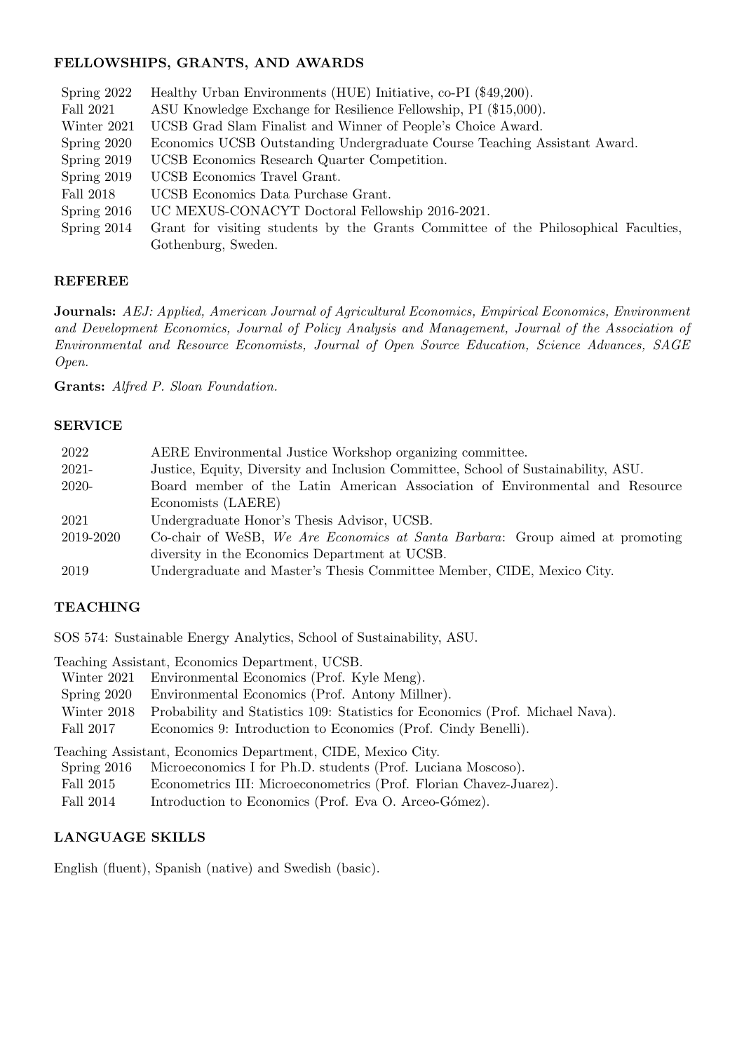## FELLOWSHIPS, GRANTS, AND AWARDS

| | |
|---|---|
| Spring 2022 | Healthy Urban Environments (HUE) Initiative, co-PI ($49,200). |
| Fall 2021 | ASU Knowledge Exchange for Resilience Fellowship, PI ($15,000). |
| Winter 2021 | UCSB Grad Slam Finalist and Winner of People's Choice Award. |
| Spring 2020 | Economics UCSB Outstanding Undergraduate Course Teaching Assistant Award. |
| Spring 2019 | UCSB Economics Research Quarter Competition. |
| Spring 2019 | UCSB Economics Travel Grant. |
| Fall 2018 | UCSB Economics Data Purchase Grant. |
| Spring 2016 | UC MEXUS-CONACYT Doctoral Fellowship 2016-2021. |
| Spring 2014 | Grant for visiting students by the Grants Committee of the Philosophical Faculties, Gothenburg, Sweden. |

## REFEREE

**Journals:** *AEJ: Applied, American Journal of Agricultural Economics, Empirical Economics, Environment and Development Economics, Journal of Policy Analysis and Management, Journal of the Association of Environmental and Resource Economists, Journal of Open Source Education, Science Advances, SAGE Open.*

**Grants:** *Alfred P. Sloan Foundation.*

## SERVICE

| | |
|---|---|
| 2022 | AERE Environmental Justice Workshop organizing committee. |
| 2021- | Justice, Equity, Diversity and Inclusion Committee, School of Sustainability, ASU. |
| 2020- | Board member of the Latin American Association of Environmental and Resource Economists (LAERE) |
| 2021 | Undergraduate Honor's Thesis Advisor, UCSB. |
| 2019-2020 | Co-chair of WeSB, *We Are Economics at Santa Barbara*: Group aimed at promoting diversity in the Economics Department at UCSB. |
| 2019 | Undergraduate and Master's Thesis Committee Member, CIDE, Mexico City. |

## TEACHING

SOS 574: Sustainable Energy Analytics, School of Sustainability, ASU.

Teaching Assistant, Economics Department, UCSB.

| | |
|---|---|
| Winter 2021 | Environmental Economics (Prof. Kyle Meng). |
| Spring 2020 | Environmental Economics (Prof. Antony Millner). |
| Winter 2018 | Probability and Statistics 109: Statistics for Economics (Prof. Michael Nava). |
| Fall 2017 | Economics 9: Introduction to Economics (Prof. Cindy Benelli). |

Teaching Assistant, Economics Department, CIDE, Mexico City.

| | |
|---|---|
| Spring 2016 | Microeconomics I for Ph.D. students (Prof. Luciana Moscoso). |
| Fall 2015 | Econometrics III: Microeconometrics (Prof. Florian Chavez-Juarez). |
| Fall 2014 | Introduction to Economics (Prof. Eva O. Arceo-Gómez). |

## LANGUAGE SKILLS

English (fluent), Spanish (native) and Swedish (basic).